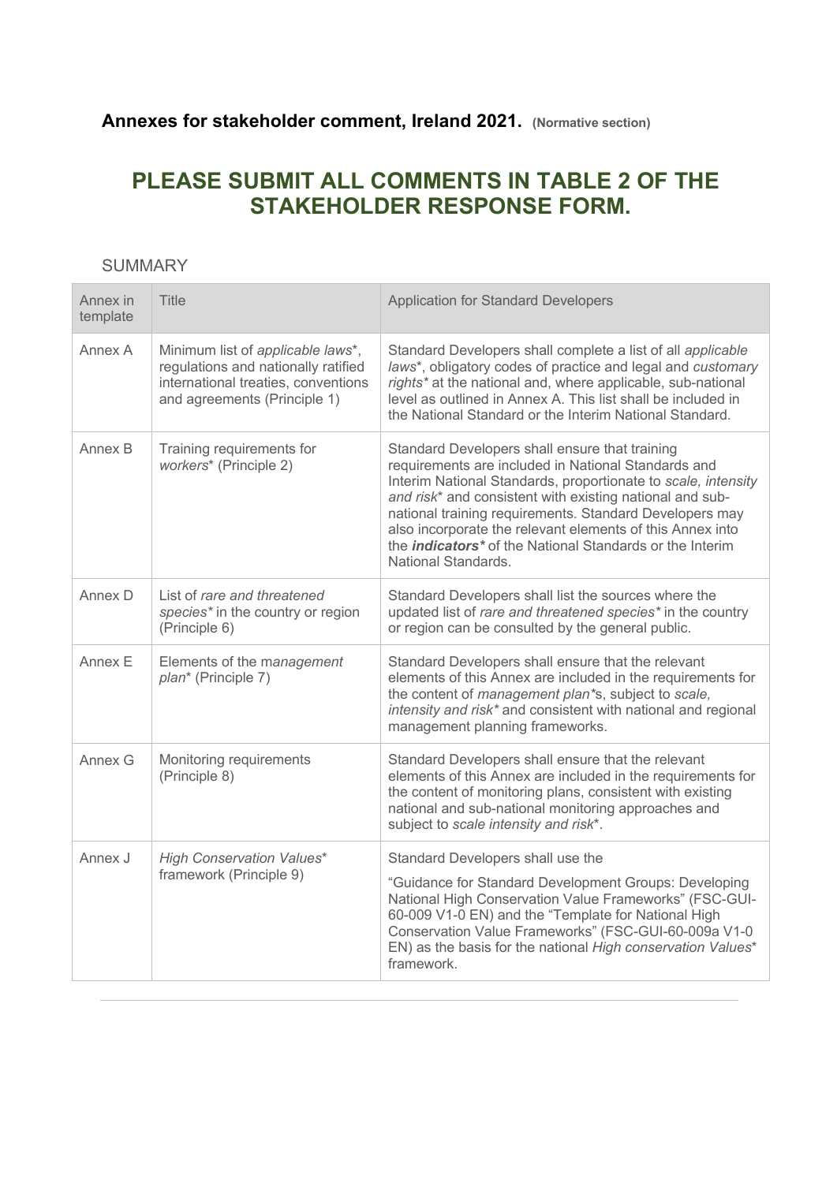**Annexes for stakeholder comment, Ireland 2021.** **(Normative section)**

## PLEASE SUBMIT ALL COMMENTS IN TABLE 2 OF THE STAKEHOLDER RESPONSE FORM.

### SUMMARY

| Annex in template | Title | Application for Standard Developers |
|---|---|---|
| Annex A | Minimum list of *applicable laws*\*, regulations and nationally ratified international treaties, conventions and agreements (Principle 1) | Standard Developers shall complete a list of all *applicable laws*\*, obligatory codes of practice and legal and *customary rights\** at the national and, where applicable, sub-national level as outlined in Annex A. This list shall be included in the National Standard or the Interim National Standard. |
| Annex B | Training requirements for *workers*\* (Principle 2) | Standard Developers shall ensure that training requirements are included in National Standards and Interim National Standards, proportionate to *scale, intensity and risk*\* and consistent with existing national and sub-national training requirements. Standard Developers may also incorporate the relevant elements of this Annex into the ***indicators\**** of the National Standards or the Interim National Standards. |
| Annex D | List of *rare and threatened species\** in the country or region (Principle 6) | Standard Developers shall list the sources where the updated list of *rare and threatened species\** in the country or region can be consulted by the general public. |
| Annex E | Elements of the m*anagement plan*\* (Principle 7) | Standard Developers shall ensure that the relevant elements of this Annex are included in the requirements for the content of *management plan\**s, subject to *scale, intensity and risk\** and consistent with national and regional management planning frameworks. |
| Annex G | Monitoring requirements (Principle 8) | Standard Developers shall ensure that the relevant elements of this Annex are included in the requirements for the content of monitoring plans, consistent with existing national and sub-national monitoring approaches and subject to *scale intensity and risk*\*. |
| Annex J | *High Conservation Values*\* framework (Principle 9) | Standard Developers shall use the<br><br>"Guidance for Standard Development Groups: Developing National High Conservation Value Frameworks" (FSC-GUI-60-009 V1-0 EN) and the "Template for National High Conservation Value Frameworks" (FSC-GUI-60-009a V1-0 EN) as the basis for the national *High conservation Values*\* framework. |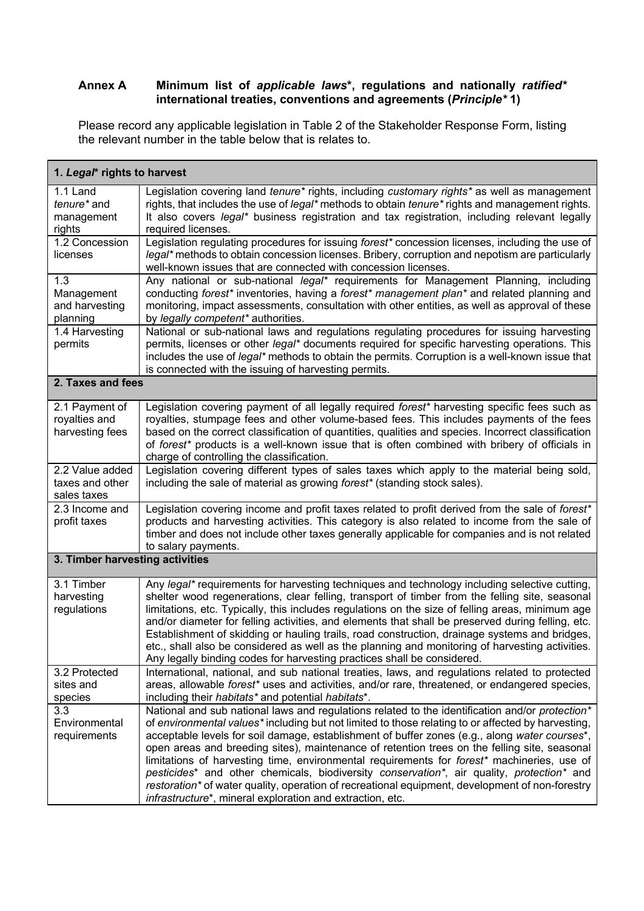## Annex A Minimum list of *applicable laws**, regulations and nationally *ratified** international treaties, conventions and agreements (*Principle** 1)

Please record any applicable legislation in Table 2 of the Stakeholder Response Form, listing the relevant number in the table below that is relates to.

| **1. *Legal** rights to harvest** | |
|---|---|
| 1.1 Land *tenure** and management rights | Legislation covering land *tenure** rights, including *customary rights** as well as management rights, that includes the use of *legal** methods to obtain *tenure** rights and management rights. It also covers *legal** business registration and tax registration, including relevant legally required licenses. |
| 1.2 Concession licenses | Legislation regulating procedures for issuing *forest** concession licenses, including the use of *legal** methods to obtain concession licenses. Bribery, corruption and nepotism are particularly well-known issues that are connected with concession licenses. |
| 1.3 Management and harvesting planning | Any national or sub-national *legal** requirements for Management Planning, including conducting *forest** inventories, having a *forest** *management plan** and related planning and monitoring, impact assessments, consultation with other entities, as well as approval of these by *legally competent** authorities. |
| 1.4 Harvesting permits | National or sub-national laws and regulations regulating procedures for issuing harvesting permits, licenses or other *legal** documents required for specific harvesting operations. This includes the use of *legal** methods to obtain the permits. Corruption is a well-known issue that is connected with the issuing of harvesting permits. |
| **2. Taxes and fees** | |
| 2.1 Payment of royalties and harvesting fees | Legislation covering payment of all legally required *forest** harvesting specific fees such as royalties, stumpage fees and other volume-based fees. This includes payments of the fees based on the correct classification of quantities, qualities and species. Incorrect classification of *forest** products is a well-known issue that is often combined with bribery of officials in charge of controlling the classification. |
| 2.2 Value added taxes and other sales taxes | Legislation covering different types of sales taxes which apply to the material being sold, including the sale of material as growing *forest** (standing stock sales). |
| 2.3 Income and profit taxes | Legislation covering income and profit taxes related to profit derived from the sale of *forest** products and harvesting activities. This category is also related to income from the sale of timber and does not include other taxes generally applicable for companies and is not related to salary payments. |
| **3. Timber harvesting activities** | |
| 3.1 Timber harvesting regulations | Any *legal** requirements for harvesting techniques and technology including selective cutting, shelter wood regenerations, clear felling, transport of timber from the felling site, seasonal limitations, etc. Typically, this includes regulations on the size of felling areas, minimum age and/or diameter for felling activities, and elements that shall be preserved during felling, etc. Establishment of skidding or hauling trails, road construction, drainage systems and bridges, etc., shall also be considered as well as the planning and monitoring of harvesting activities. Any legally binding codes for harvesting practices shall be considered. |
| 3.2 Protected sites and species | International, national, and sub national treaties, laws, and regulations related to protected areas, allowable *forest** uses and activities, and/or rare, threatened, or endangered species, including their *habitats** and potential *habitats**. |
| 3.3 Environmental requirements | National and sub national laws and regulations related to the identification and/or *protection** of *environmental values** including but not limited to those relating to or affected by harvesting, acceptable levels for soil damage, establishment of buffer zones (e.g., along *water courses**, open areas and breeding sites), maintenance of retention trees on the felling site, seasonal limitations of harvesting time, environmental requirements for *forest** machineries, use of *pesticides** and other chemicals, biodiversity *conservation**, air quality, *protection** and *restoration** of water quality, operation of recreational equipment, development of non-forestry *infrastructure**, mineral exploration and extraction, etc. |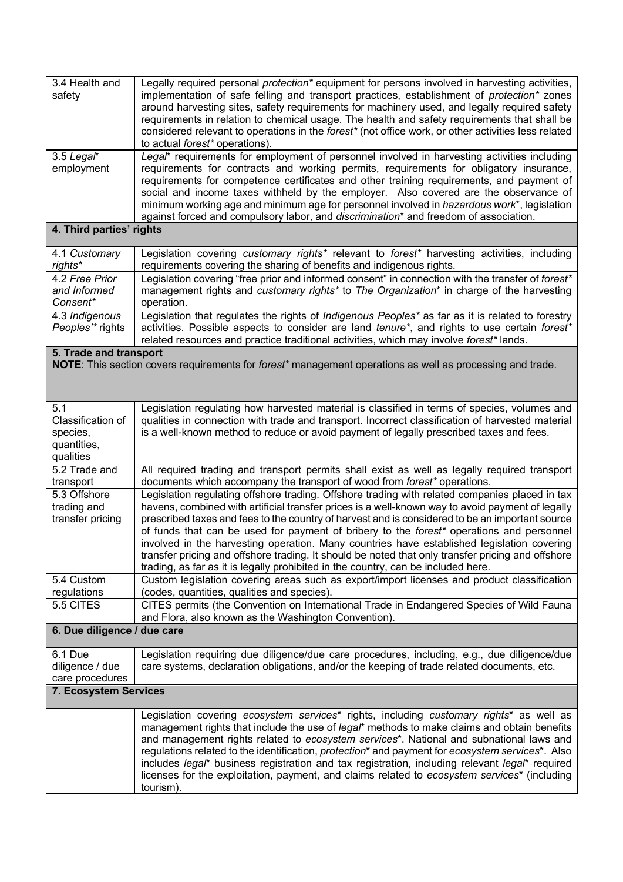| | |
|---|---|
| 3.4 Health and safety | Legally required personal *protection** equipment for persons involved in harvesting activities, implementation of safe felling and transport practices, establishment of *protection** zones around harvesting sites, safety requirements for machinery used, and legally required safety requirements in relation to chemical usage. The health and safety requirements that shall be considered relevant to operations in the *forest** (not office work, or other activities less related to actual *forest** operations). |
| 3.5 *Legal** employment | *Legal** requirements for employment of personnel involved in harvesting activities including requirements for contracts and working permits, requirements for obligatory insurance, requirements for competence certificates and other training requirements, and payment of social and income taxes withheld by the employer. Also covered are the observance of minimum working age and minimum age for personnel involved in *hazardous work**, legislation against forced and compulsory labor, and *discrimination** and freedom of association. |
| **4. Third parties' rights** | |
| 4.1 *Customary rights** | Legislation covering *customary rights** relevant to *forest** harvesting activities, including requirements covering the sharing of benefits and indigenous rights. |
| 4.2 *Free Prior and Informed Consent** | Legislation covering "free prior and informed consent" in connection with the transfer of *forest** management rights and *customary rights** to *The Organization** in charge of the harvesting operation. |
| 4.3 *Indigenous Peoples'** rights | Legislation that regulates the rights of *Indigenous Peoples** as far as it is related to forestry activities. Possible aspects to consider are land *tenure**, and rights to use certain *forest** related resources and practice traditional activities, which may involve *forest** lands. |
| **5. Trade and transport** **NOTE**: This section covers requirements for *forest** management operations as well as processing and trade. | |
| 5.1 Classification of species, quantities, qualities | Legislation regulating how harvested material is classified in terms of species, volumes and qualities in connection with trade and transport. Incorrect classification of harvested material is a well-known method to reduce or avoid payment of legally prescribed taxes and fees. |
| 5.2 Trade and transport | All required trading and transport permits shall exist as well as legally required transport documents which accompany the transport of wood from *forest** operations. |
| 5.3 Offshore trading and transfer pricing | Legislation regulating offshore trading. Offshore trading with related companies placed in tax havens, combined with artificial transfer prices is a well-known way to avoid payment of legally prescribed taxes and fees to the country of harvest and is considered to be an important source of funds that can be used for payment of bribery to the *forest** operations and personnel involved in the harvesting operation. Many countries have established legislation covering transfer pricing and offshore trading. It should be noted that only transfer pricing and offshore trading, as far as it is legally prohibited in the country, can be included here. |
| 5.4 Custom regulations | Custom legislation covering areas such as export/import licenses and product classification (codes, quantities, qualities and species). |
| 5.5 CITES | CITES permits (the Convention on International Trade in Endangered Species of Wild Fauna and Flora, also known as the Washington Convention). |
| **6. Due diligence / due care** | |
| 6.1 Due diligence / due care procedures | Legislation requiring due diligence/due care procedures, including, e.g., due diligence/due care systems, declaration obligations, and/or the keeping of trade related documents, etc. |
| **7. Ecosystem Services** | |
| | Legislation covering *ecosystem services** rights, including *customary rights** as well as management rights that include the use of *legal** methods to make claims and obtain benefits and management rights related to *ecosystem services**. National and subnational laws and regulations related to the identification, *protection** and payment for *ecosystem services**. Also includes *legal** business registration and tax registration, including relevant *legal** required licenses for the exploitation, payment, and claims related to *ecosystem services** (including tourism). |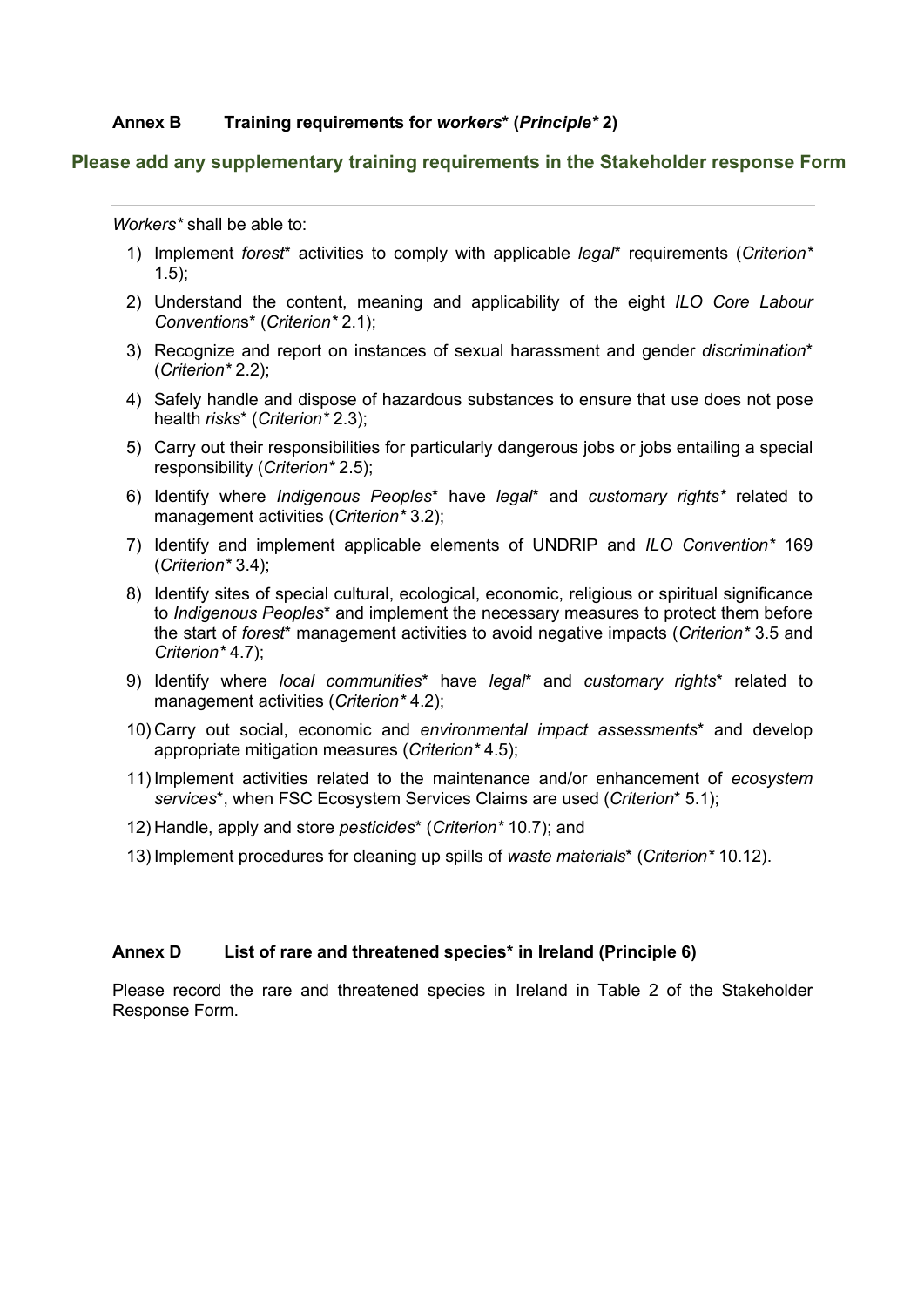## Annex B Training requirements for *workers** (*Principle** 2)

**Please add any supplementary training requirements in the Stakeholder response Form**

---

*Workers** shall be able to:

1) Implement *forest** activities to comply with applicable *legal** requirements (*Criterion** 1.5);
2) Understand the content, meaning and applicability of the eight *ILO Core Labour Convention*s* (*Criterion** 2.1);
3) Recognize and report on instances of sexual harassment and gender *discrimination** (*Criterion** 2.2);
4) Safely handle and dispose of hazardous substances to ensure that use does not pose health *risks** (*Criterion** 2.3);
5) Carry out their responsibilities for particularly dangerous jobs or jobs entailing a special responsibility (*Criterion** 2.5);
6) Identify where *Indigenous Peoples** have *legal** and *customary rights** related to management activities (*Criterion** 3.2);
7) Identify and implement applicable elements of UNDRIP and *ILO Convention** 169 (*Criterion** 3.4);
8) Identify sites of special cultural, ecological, economic, religious or spiritual significance to *Indigenous Peoples** and implement the necessary measures to protect them before the start of *forest** management activities to avoid negative impacts (*Criterion** 3.5 and *Criterion** 4.7);
9) Identify where *local communities** have *legal** and *customary rights** related to management activities (*Criterion** 4.2);
10) Carry out social, economic and *environmental impact assessments** and develop appropriate mitigation measures (*Criterion** 4.5);
11) Implement activities related to the maintenance and/or enhancement of *ecosystem services**, when FSC Ecosystem Services Claims are used (*Criterion** 5.1);
12) Handle, apply and store *pesticides** (*Criterion** 10.7); and
13) Implement procedures for cleaning up spills of *waste materials** (*Criterion** 10.12).

## Annex D List of rare and threatened species* in Ireland (Principle 6)

Please record the rare and threatened species in Ireland in Table 2 of the Stakeholder Response Form.

---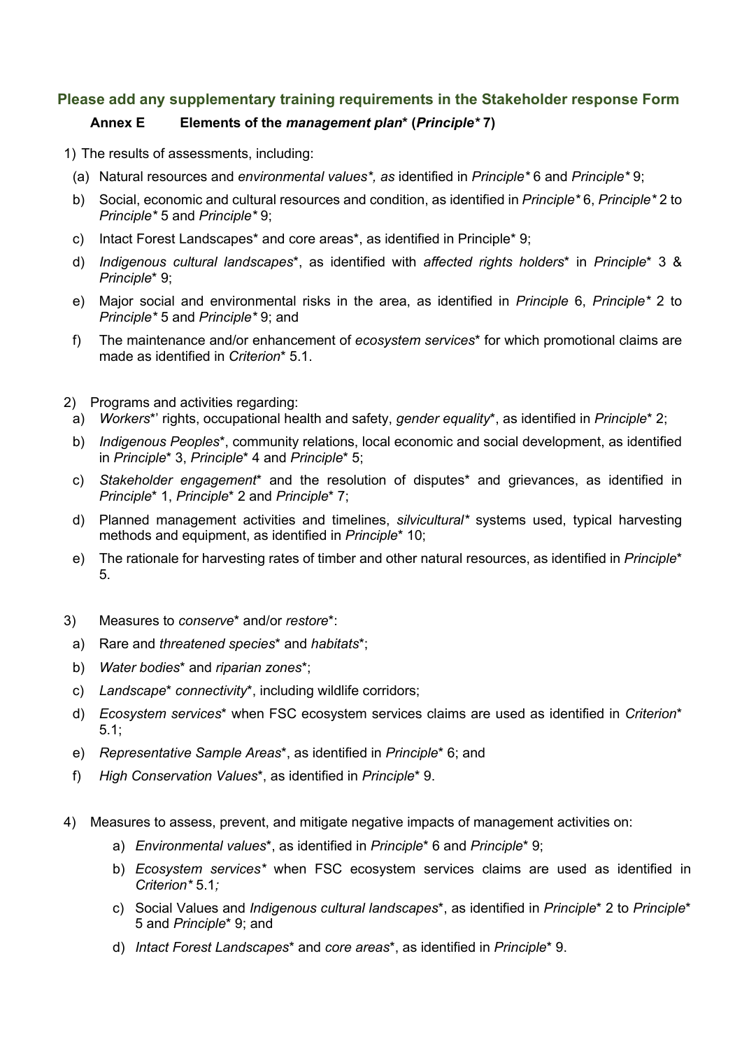**Please add any supplementary training requirements in the Stakeholder response Form**

### Annex E Elements of the *management plan** (*Principle** 7)

1) The results of assessments, including:

   (a) Natural resources and *environmental values*, as* identified in *Principle** 6 and *Principle** 9;

   b) Social, economic and cultural resources and condition, as identified in *Principle** 6, *Principle** 2 to *Principle** 5 and *Principle** 9;

   c) Intact Forest Landscapes* and core areas*, as identified in Principle* 9;

   d) *Indigenous cultural landscapes**, as identified with *affected rights holders** in *Principle** 3 & *Principle** 9;

   e) Major social and environmental risks in the area, as identified in *Principle* 6, *Principle** 2 to *Principle** 5 and *Principle** 9; and

   f) The maintenance and/or enhancement of *ecosystem services** for which promotional claims are made as identified in *Criterion** 5.1.

2) Programs and activities regarding:

   a) *Workers**' rights, occupational health and safety, *gender equality**, as identified in *Principle** 2;

   b) *Indigenous Peoples**, community relations, local economic and social development, as identified in *Principle** 3, *Principle** 4 and *Principle** 5;

   c) *Stakeholder engagement** and the resolution of disputes* and grievances, as identified in *Principle** 1, *Principle** 2 and *Principle** 7;

   d) Planned management activities and timelines, *silvicultural** systems used, typical harvesting methods and equipment, as identified in *Principle** 10;

   e) The rationale for harvesting rates of timber and other natural resources, as identified in *Principle** 5.

3) Measures to *conserve** and/or *restore**:

   a) Rare and *threatened species** and *habitats**;

   b) *Water bodies** and *riparian zones**;

   c) *Landscape** *connectivity**, including wildlife corridors;

   d) *Ecosystem services** when FSC ecosystem services claims are used as identified in *Criterion** 5.1;

   e) *Representative Sample Areas**, as identified in *Principle** 6; and

   f) *High Conservation Values**, as identified in *Principle** 9.

4) Measures to assess, prevent, and mitigate negative impacts of management activities on:

   a) *Environmental values**, as identified in *Principle** 6 and *Principle** 9;

   b) *Ecosystem services** when FSC ecosystem services claims are used as identified in *Criterion** 5.1*;*

   c) Social Values and *Indigenous cultural landscapes**, as identified in *Principle** 2 to *Principle** 5 and *Principle** 9; and

   d) *Intact Forest Landscapes** and *core areas**, as identified in *Principle** 9.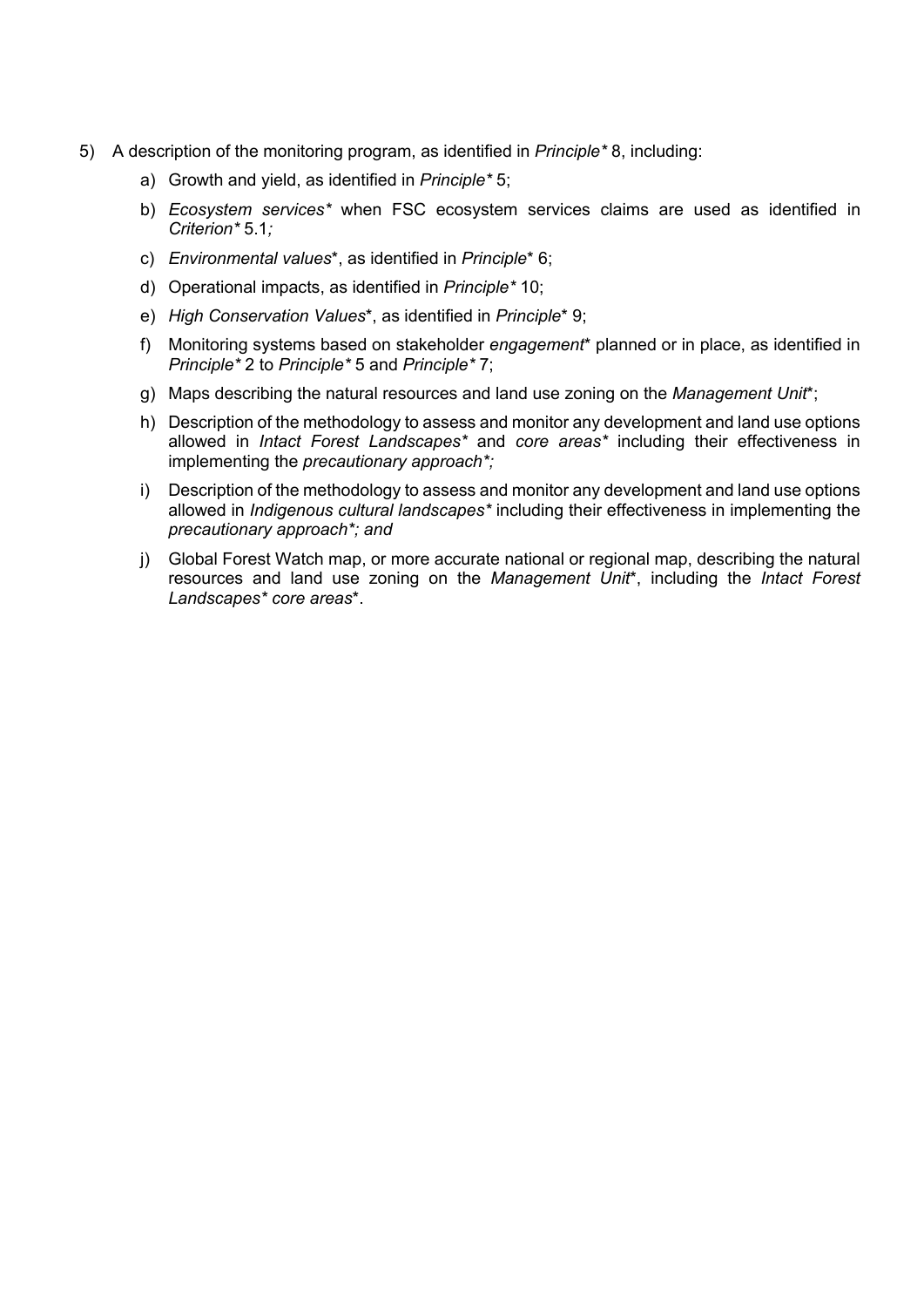5) A description of the monitoring program, as identified in *Principle** 8, including:

    a) Growth and yield, as identified in *Principle** 5;

    b) *Ecosystem services** when FSC ecosystem services claims are used as identified in *Criterion** 5.1*;*

    c) *Environmental values**, as identified in *Principle** 6;

    d) Operational impacts, as identified in *Principle** 10;

    e) *High Conservation Values**, as identified in *Principle** 9;

    f) Monitoring systems based on stakeholder *engagement** planned or in place, as identified in *Principle** 2 to *Principle** 5 and *Principle** 7;

    g) Maps describing the natural resources and land use zoning on the *Management Unit**;

    h) Description of the methodology to assess and monitor any development and land use options allowed in *Intact Forest Landscapes** and *core areas** including their effectiveness in implementing the *precautionary approach*;*

    i) Description of the methodology to assess and monitor any development and land use options allowed in *Indigenous cultural landscapes** including their effectiveness in implementing the *precautionary approach*; and*

    j) Global Forest Watch map, or more accurate national or regional map, describing the natural resources and land use zoning on the *Management Unit**, including the *Intact Forest Landscapes* core areas**.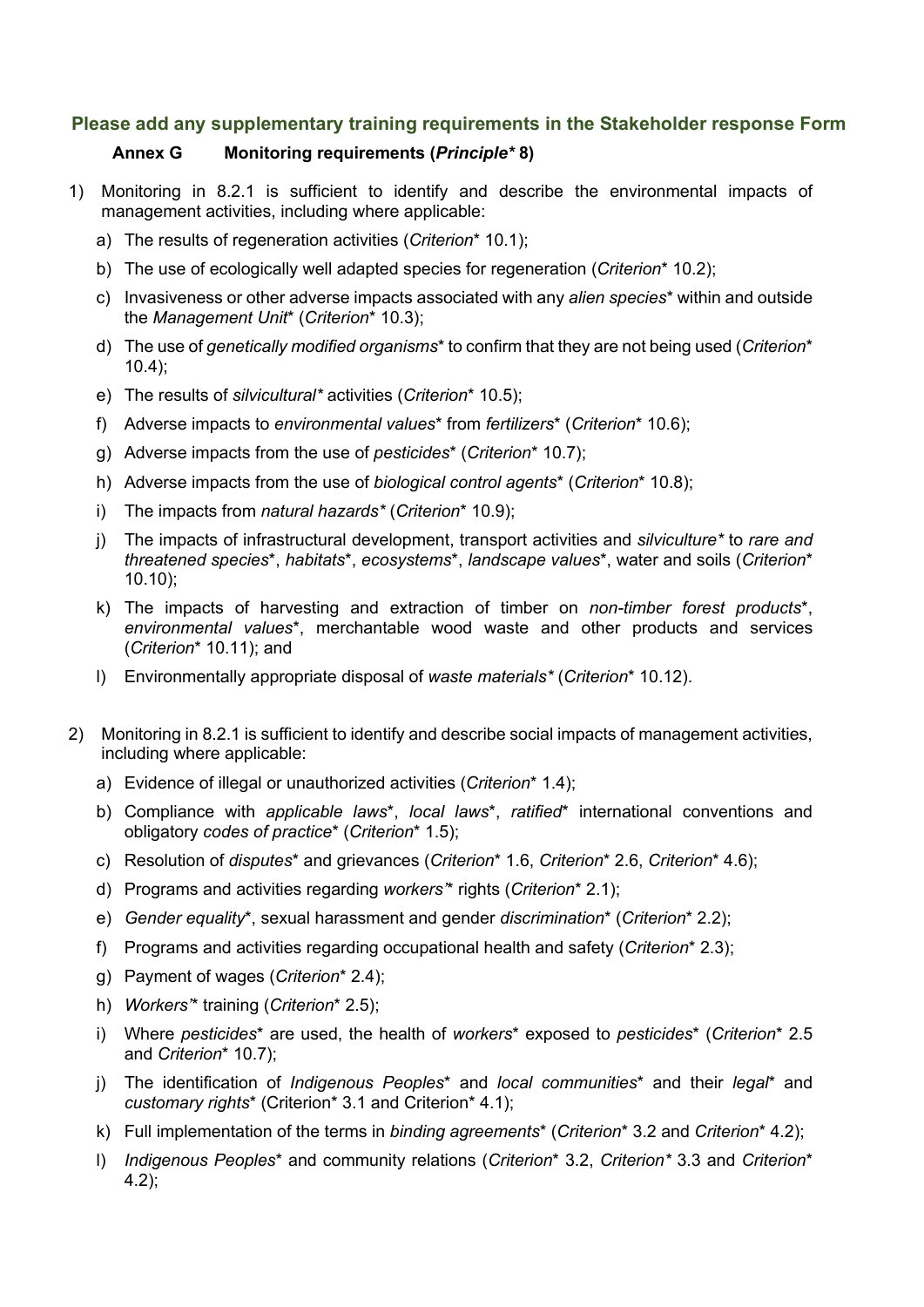**Please add any supplementary training requirements in the Stakeholder response Form**

## Annex G Monitoring requirements (*Principle** 8)

1) Monitoring in 8.2.1 is sufficient to identify and describe the environmental impacts of management activities, including where applicable:
   a) The results of regeneration activities (*Criterion** 10.1);
   b) The use of ecologically well adapted species for regeneration (*Criterion** 10.2);
   c) Invasiveness or other adverse impacts associated with any *alien species** within and outside the *Management Unit** (*Criterion** 10.3);
   d) The use of *genetically modified organisms** to confirm that they are not being used (*Criterion** 10.4);
   e) The results of *silvicultural** activities (*Criterion** 10.5);
   f) Adverse impacts to *environmental values** from *fertilizers** (*Criterion** 10.6);
   g) Adverse impacts from the use of *pesticides** (*Criterion** 10.7);
   h) Adverse impacts from the use of *biological control agents** (*Criterion** 10.8);
   i) The impacts from *natural hazards** (*Criterion** 10.9);
   j) The impacts of infrastructural development, transport activities and *silviculture** to *rare and threatened species**, *habitats**, *ecosystems**, *landscape values**, water and soils (*Criterion** 10.10);
   k) The impacts of harvesting and extraction of timber on *non-timber forest products**, *environmental values**, merchantable wood waste and other products and services (*Criterion** 10.11); and
   l) Environmentally appropriate disposal of *waste materials** (*Criterion** 10.12).

2) Monitoring in 8.2.1 is sufficient to identify and describe social impacts of management activities, including where applicable:
   a) Evidence of illegal or unauthorized activities (*Criterion** 1.4);
   b) Compliance with *applicable laws**, *local laws**, *ratified** international conventions and obligatory *codes of practice** (*Criterion** 1.5);
   c) Resolution of *disputes** and grievances (*Criterion** 1.6, *Criterion** 2.6, *Criterion** 4.6);
   d) Programs and activities regarding *workers'** rights (*Criterion** 2.1);
   e) *Gender equality**, sexual harassment and gender *discrimination** (*Criterion** 2.2);
   f) Programs and activities regarding occupational health and safety (*Criterion** 2.3);
   g) Payment of wages (*Criterion** 2.4);
   h) *Workers'** training (*Criterion** 2.5);
   i) Where *pesticides** are used, the health of *workers** exposed to *pesticides** (*Criterion** 2.5 and *Criterion** 10.7);
   j) The identification of *Indigenous Peoples** and *local communities** and their *legal** and *customary rights** (Criterion* 3.1 and Criterion* 4.1);
   k) Full implementation of the terms in *binding agreements** (*Criterion** 3.2 and *Criterion** 4.2);
   l) *Indigenous Peoples** and community relations (*Criterion** 3.2, *Criterion** 3.3 and *Criterion** 4.2);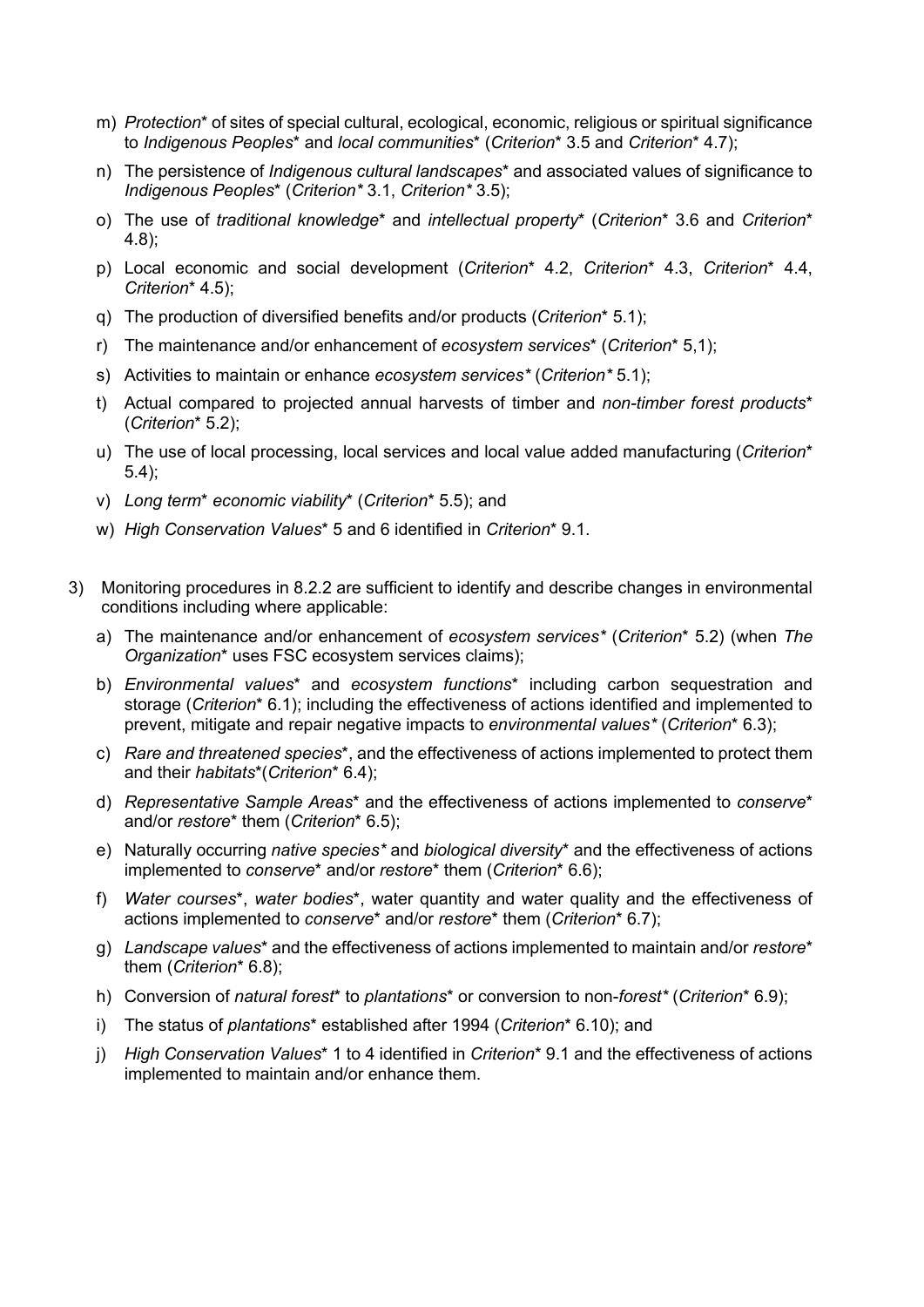m) *Protection** of sites of special cultural, ecological, economic, religious or spiritual significance to *Indigenous Peoples** and *local communities** (*Criterion** 3.5 and *Criterion** 4.7);

n) The persistence of *Indigenous cultural landscapes** and associated values of significance to *Indigenous Peoples** (*Criterion** 3.1, *Criterion** 3.5);

o) The use of *traditional knowledge** and *intellectual property** (*Criterion** 3.6 and *Criterion** 4.8);

p) Local economic and social development (*Criterion** 4.2, *Criterion** 4.3, *Criterion** 4.4, *Criterion** 4.5);

q) The production of diversified benefits and/or products (*Criterion** 5.1);

r) The maintenance and/or enhancement of *ecosystem services** (*Criterion** 5,1);

s) Activities to maintain or enhance *ecosystem services** (*Criterion** 5.1);

t) Actual compared to projected annual harvests of timber and *non-timber forest products** (*Criterion** 5.2);

u) The use of local processing, local services and local value added manufacturing (*Criterion** 5.4);

v) *Long term** *economic viability** (*Criterion** 5.5); and

w) *High Conservation Values** 5 and 6 identified in *Criterion** 9.1.

3) Monitoring procedures in 8.2.2 are sufficient to identify and describe changes in environmental conditions including where applicable:

a) The maintenance and/or enhancement of *ecosystem services** (*Criterion** 5.2) (when *The Organization** uses FSC ecosystem services claims);

b) *Environmental values** and *ecosystem functions** including carbon sequestration and storage (*Criterion** 6.1); including the effectiveness of actions identified and implemented to prevent, mitigate and repair negative impacts to *environmental values** (*Criterion** 6.3);

c) *Rare and threatened species**, and the effectiveness of actions implemented to protect them and their *habitats**(*Criterion** 6.4);

d) *Representative Sample Areas** and the effectiveness of actions implemented to *conserve** and/or *restore** them (*Criterion** 6.5);

e) Naturally occurring *native species** and *biological diversity** and the effectiveness of actions implemented to *conserve** and/or *restore** them (*Criterion** 6.6);

f) *Water courses**, *water bodies**, water quantity and water quality and the effectiveness of actions implemented to *conserve** and/or *restore** them (*Criterion** 6.7);

g) *Landscape values** and the effectiveness of actions implemented to maintain and/or *restore** them (*Criterion** 6.8);

h) Conversion of *natural forest** to *plantations** or conversion to non-*forest** (*Criterion** 6.9);

i) The status of *plantations** established after 1994 (*Criterion** 6.10); and

j) *High Conservation Values** 1 to 4 identified in *Criterion** 9.1 and the effectiveness of actions implemented to maintain and/or enhance them.